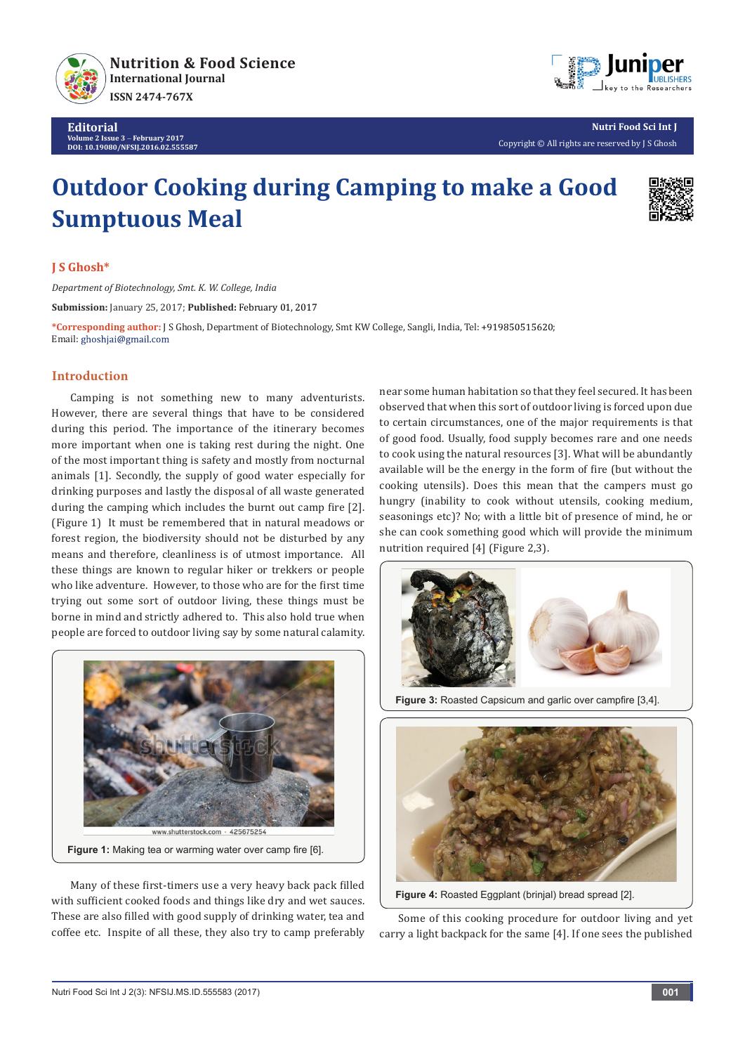# Outdoor Cooking during Camping to make a Good Sumptuous Meal

**J S Ghosh***

*Department of Biotechnology, Smt. K. W. College, India*

**Submission:** January 25, 2017; **Published:** February 01, 2017

***Corresponding author:** J S Ghosh, Department of Biotechnology, Smt KW College, Sangli, India, Tel: +919850515620; Email: ghoshjai@gmail.com

## Introduction

Camping is not something new to many adventurists. However, there are several things that have to be considered during this period. The importance of the itinerary becomes more important when one is taking rest during the night. One of the most important thing is safety and mostly from nocturnal animals [1]. Secondly, the supply of good water especially for drinking purposes and lastly the disposal of all waste generated during the camping which includes the burnt out camp fire [2]. (Figure 1) It must be remembered that in natural meadows or forest region, the biodiversity should not be disturbed by any means and therefore, cleanliness is of utmost importance. All these things are known to regular hiker or trekkers or people who like adventure. However, to those who are for the first time trying out some sort of outdoor living, these things must be borne in mind and strictly adhered to. This also hold true when people are forced to outdoor living say by some natural calamity.

**Figure 1:** Making tea or warming water over camp fire [6].

Many of these first-timers use a very heavy back pack filled with sufficient cooked foods and things like dry and wet sauces. These are also filled with good supply of drinking water, tea and coffee etc. Inspite of all these, they also try to camp preferably near some human habitation so that they feel secured. It has been observed that when this sort of outdoor living is forced upon due to certain circumstances, one of the major requirements is that of good food. Usually, food supply becomes rare and one needs to cook using the natural resources [3]. What will be abundantly available will be the energy in the form of fire (but without the cooking utensils). Does this mean that the campers must go hungry (inability to cook without utensils, cooking medium, seasonings etc)? No; with a little bit of presence of mind, he or she can cook something good which will provide the minimum nutrition required [4] (Figure 2,3).

**Figure 3:** Roasted Capsicum and garlic over campfire [3,4].

**Figure 4:** Roasted Eggplant (brinjal) bread spread [2].

Some of this cooking procedure for outdoor living and yet carry a light backpack for the same [4]. If one sees the published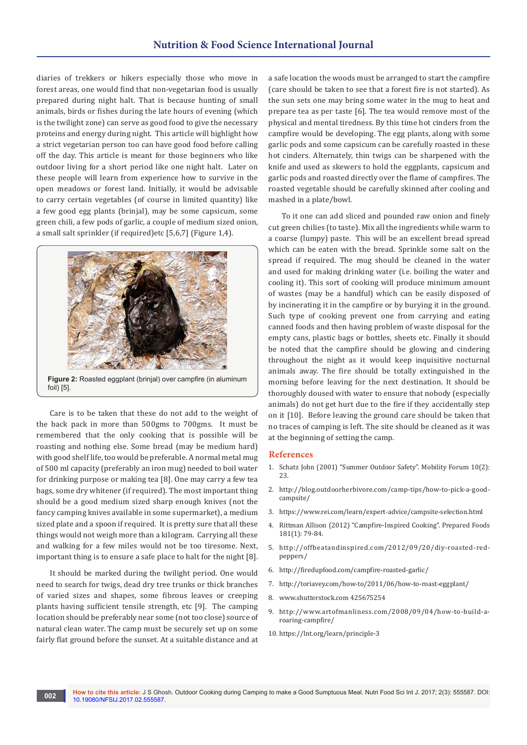diaries of trekkers or hikers especially those who move in forest areas, one would find that non-vegetarian food is usually prepared during night halt. That is because hunting of small animals, birds or fishes during the late hours of evening (which is the twilight zone) can serve as good food to give the necessary proteins and energy during night. This article will highlight how a strict vegetarian person too can have good food before calling off the day. This article is meant for those beginners who like outdoor living for a short period like one night halt. Later on these people will learn from experience how to survive in the open meadows or forest land. Initially, it would be advisable to carry certain vegetables (of course in limited quantity) like a few good egg plants (brinjal), may be some capsicum, some green chili, a few pods of garlic, a couple of medium sized onion, a small salt sprinkler (if required)etc [5,6,7] (Figure 1,4).

**Figure 2:** Roasted eggplant (brinjal) over campfire (in aluminum foil) [5].

Care is to be taken that these do not add to the weight of the back pack in more than 500gms to 700gms. It must be remembered that the only cooking that is possible will be roasting and nothing else. Some bread (may be medium hard) with good shelf life, too would be preferable. A normal metal mug of 500 ml capacity (preferably an iron mug) needed to boil water for drinking purpose or making tea [8]. One may carry a few tea bags, some dry whitener (if required). The most important thing should be a good medium sized sharp enough knives (not the fancy camping knives available in some supermarket), a medium sized plate and a spoon if required. It is pretty sure that all these things would not weigh more than a kilogram. Carrying all these and walking for a few miles would not be too tiresome. Next, important thing is to ensure a safe place to halt for the night [8].

It should be marked during the twilight period. One would need to search for twigs, dead dry tree trunks or thick branches of varied sizes and shapes, some fibrous leaves or creeping plants having sufficient tensile strength, etc [9]. The camping location should be preferably near some (not too close) source of natural clean water. The camp must be securely set up on some fairly flat ground before the sunset. At a suitable distance and at a safe location the woods must be arranged to start the campfire (care should be taken to see that a forest fire is not started). As the sun sets one may bring some water in the mug to heat and prepare tea as per taste [6]. The tea would remove most of the physical and mental tiredness. By this time hot cinders from the campfire would be developing. The egg plants, along with some garlic pods and some capsicum can be carefully roasted in these hot cinders. Alternately, thin twigs can be sharpened with the knife and used as skewers to hold the eggplants, capsicum and garlic pods and roasted directly over the flame of campfires. The roasted vegetable should be carefully skinned after cooling and mashed in a plate/bowl.

To it one can add sliced and pounded raw onion and finely cut green chilies (to taste). Mix all the ingredients while warm to a coarse (lumpy) paste. This will be an excellent bread spread which can be eaten with the bread. Sprinkle some salt on the spread if required. The mug should be cleaned in the water and used for making drinking water (i.e. boiling the water and cooling it). This sort of cooking will produce minimum amount of wastes (may be a handful) which can be easily disposed of by incinerating it in the campfire or by burying it in the ground. Such type of cooking prevent one from carrying and eating canned foods and then having problem of waste disposal for the empty cans, plastic bags or bottles, sheets etc. Finally it should be noted that the campfire should be glowing and cindering throughout the night as it would keep inquisitive nocturnal animals away. The fire should be totally extinguished in the morning before leaving for the next destination. It should be thoroughly doused with water to ensure that nobody (especially animals) do not get hurt due to the fire if they accidentally step on it [10]. Before leaving the ground care should be taken that no traces of camping is left. The site should be cleaned as it was at the beginning of setting the camp.

## References

1. Schatz John (2001) "Summer Outdoor Safety". Mobility Forum 10(2): 23.
2. http://blog.outdoorherbivore.com/camp-tips/how-to-pick-a-good-campsite/
3. https://www.rei.com/learn/expert-advice/campsite-selection.html
4. Rittman Allison (2012) "Campfire-Inspired Cooking". Prepared Foods 181(1): 79-84.
5. http://offbeatandinspired.com/2012/09/20/diy-roasted-red-peppers/
6. http://firedupfood.com/campfire-roasted-garlic/
7. http://toriavey.com/how-to/2011/06/how-to-roast-eggplant/
8. www.shutterstock.com 425675254
9. http://www.artofmanliness.com/2008/09/04/how-to-build-a-roaring-campfire/
10. https://lnt.org/learn/principle-3

**How to cite this article:** J S Ghosh. Outdoor Cooking during Camping to make a Good Sumptuous Meal. Nutri Food Sci Int J. 2017; 2(3): 555587. DOI: 10.19080/NFSIJ.2017.02.555587.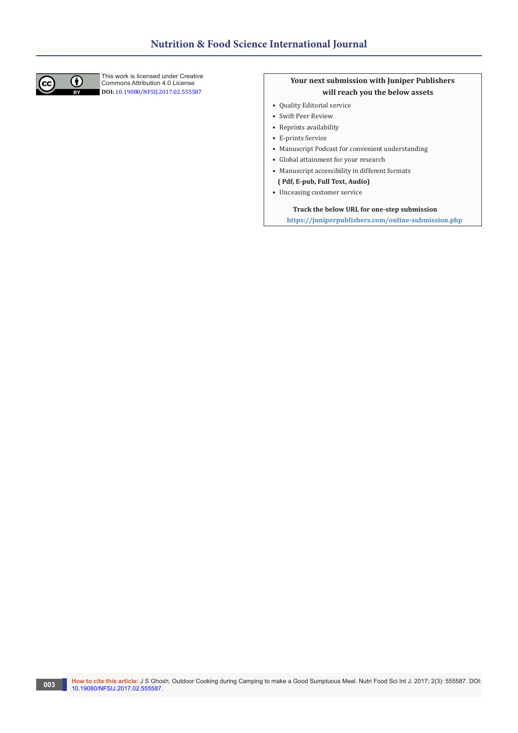This work is licensed under Creative Commons Attribution 4.0 License
**DOI:** 10.19080/NFSIJ.2017.02.555587

**Your next submission with Juniper Publishers will reach you the below assets**

- Quality Editorial service
- Swift Peer Review
- Reprints availability
- E-prints Service
- Manuscript Podcast for convenient understanding
- Global attainment for your research
- Manuscript accessibility in different formats

  **( Pdf, E-pub, Full Text, Audio)**
- Unceasing customer service

**Track the below URL for one-step submission**
**https://juniperpublishers.com/online-submission.php**

**How to cite this article:** J S Ghosh. Outdoor Cooking during Camping to make a Good Sumptuous Meal. Nutri Food Sci Int J. 2017; 2(3): 555587. DOI: 10.19080/NFSIJ.2017.02.555587.